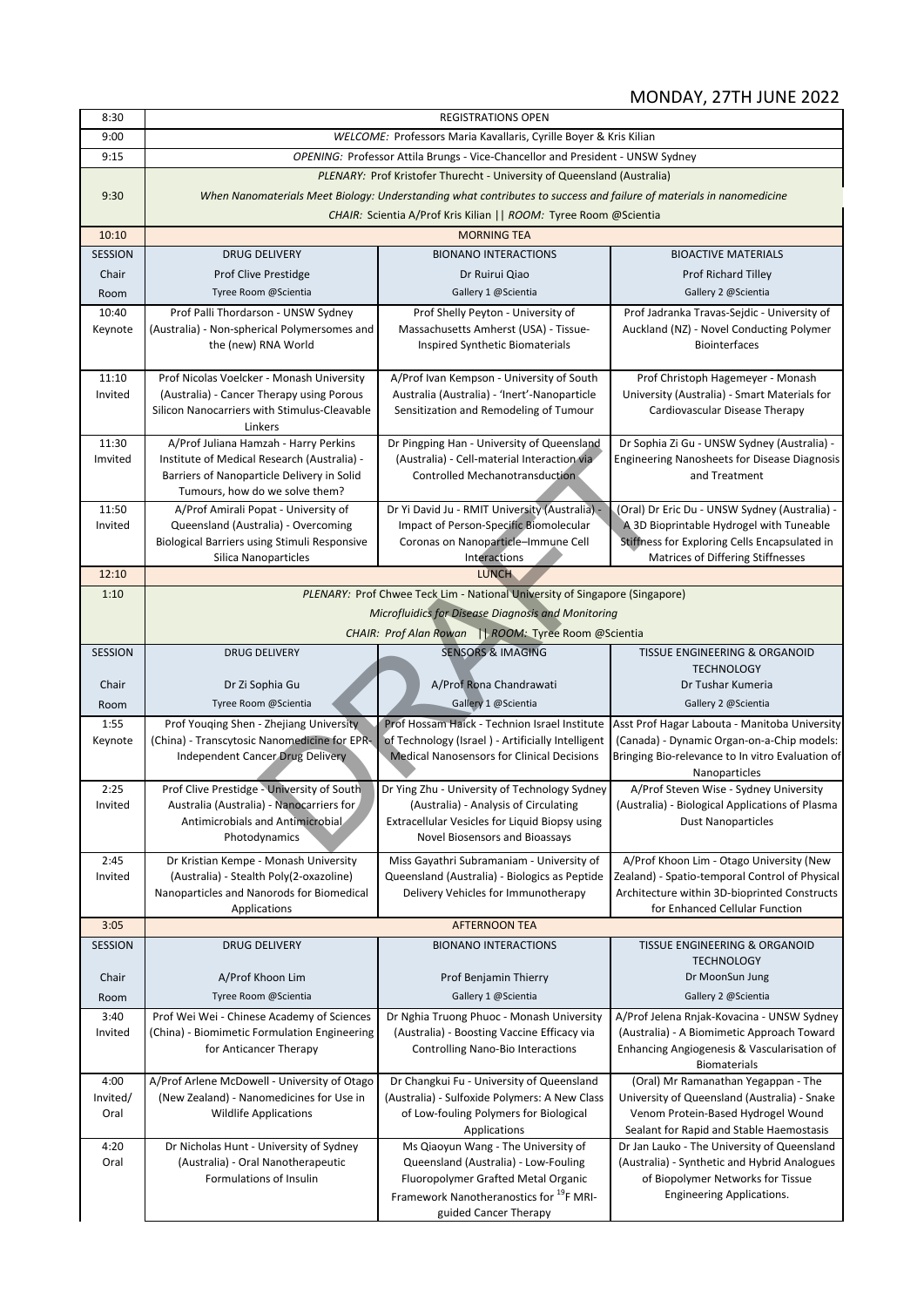## MONDAY, 27TH JUNE 2022

| 8:30 | REGISTRATIONS OPEN | | |
|---|---|---|---|
| 9:00 | *WELCOME: Professors Maria Kavallaris, Cyrille Boyer & Kris Kilian* | | |
| 9:15 | *OPENING: Professor Attila Brungs - Vice-Chancellor and President - UNSW Sydney* | | |
| 9:30 | *PLENARY: Prof Kristofer Thurecht - University of Queensland (Australia)*<br>*When Nanomaterials Meet Biology: Understanding what contributes to success and failure of materials in nanomedicine*<br>*CHAIR: Scientia A/Prof Kris Kilian \|\| ROOM: Tyree Room @Scientia* | | |
| 10:10 | MORNING TEA | | |
| SESSION | DRUG DELIVERY | BIONANO INTERACTIONS | BIOACTIVE MATERIALS |
| Chair | Prof Clive Prestidge | Dr Ruirui Qiao | Prof Richard Tilley |
| Room | Tyree Room @Scientia | Gallery 1 @Scientia | Gallery 2 @Scientia |
| 10:40 Keynote | Prof Palli Thordarson - UNSW Sydney (Australia) - Non-spherical Polymersomes and the (new) RNA World | Prof Shelly Peyton - University of Massachusetts Amherst (USA) - Tissue-Inspired Synthetic Biomaterials | Prof Jadranka Travas-Sejdic - University of Auckland (NZ) - Novel Conducting Polymer Biointerfaces |
| 11:10 Invited | Prof Nicolas Voelcker - Monash University (Australia) - Cancer Therapy using Porous Silicon Nanocarriers with Stimulus-Cleavable Linkers | A/Prof Ivan Kempson - University of South Australia (Australia) - 'Inert'-Nanoparticle Sensitization and Remodeling of Tumour | Prof Christoph Hagemeyer - Monash University (Australia) - Smart Materials for Cardiovascular Disease Therapy |
| 11:30 Imvited | A/Prof Juliana Hamzah - Harry Perkins Institute of Medical Research (Australia) - Barriers of Nanoparticle Delivery in Solid Tumours, how do we solve them? | Dr Pingping Han - University of Queensland (Australia) - Cell-material Interaction via Controlled Mechanotransduction | Dr Sophia Zi Gu - UNSW Sydney (Australia) - Engineering Nanosheets for Disease Diagnosis and Treatment |
| 11:50 Invited | A/Prof Amirali Popat - University of Queensland (Australia) - Overcoming Biological Barriers using Stimuli Responsive Silica Nanoparticles | Dr Yi David Ju - RMIT University (Australia) - Impact of Person-Specific Biomolecular Coronas on Nanoparticle–Immune Cell Interactions | (Oral) Dr Eric Du - UNSW Sydney (Australia) - A 3D Bioprintable Hydrogel with Tuneable Stiffness for Exploring Cells Encapsulated in Matrices of Differing Stiffnesses |
| 12:10 | LUNCH | | |
| 1:10 | *PLENARY: Prof Chwee Teck Lim - National University of Singapore (Singapore)*<br>*Microfluidics for Disease Diagnosis and Monitoring*<br>*CHAIR: Prof Alan Rowan \|\| ROOM: Tyree Room @Scientia* | | |
| SESSION | DRUG DELIVERY | SENSORS & IMAGING | TISSUE ENGINEERING & ORGANOID TECHNOLOGY |
| Chair | Dr Zi Sophia Gu | A/Prof Rona Chandrawati | Dr Tushar Kumeria |
| Room | Tyree Room @Scientia | Gallery 1 @Scientia | Gallery 2 @Scientia |
| 1:55 Keynote | Prof Youqing Shen - Zhejiang University (China) - Transcytosic Nanomedicine for EPR-Independent Cancer Drug Delivery | Prof Hossam Haick - Technion Israel Institute of Technology (Israel ) - Artificially Intelligent Medical Nanosensors for Clinical Decisions | Asst Prof Hagar Labouta - Manitoba University (Canada) - Dynamic Organ-on-a-Chip models: Bringing Bio-relevance to In vitro Evaluation of Nanoparticles |
| 2:25 Invited | Prof Clive Prestidge - University of South Australia (Australia) - Nanocarriers for Antimicrobials and Antimicrobial Photodynamics | Dr Ying Zhu - University of Technology Sydney (Australia) - Analysis of Circulating Extracellular Vesicles for Liquid Biopsy using Novel Biosensors and Bioassays | A/Prof Steven Wise - Sydney University (Australia) - Biological Applications of Plasma Dust Nanoparticles |
| 2:45 Invited | Dr Kristian Kempe - Monash University (Australia) - Stealth Poly(2-oxazoline) Nanoparticles and Nanorods for Biomedical Applications | Miss Gayathri Subramaniam - University of Queensland (Australia) - Biologics as Peptide Delivery Vehicles for Immunotherapy | A/Prof Khoon Lim - Otago University (New Zealand) - Spatio-temporal Control of Physical Architecture within 3D-bioprinted Constructs for Enhanced Cellular Function |
| 3:05 | AFTERNOON TEA | | |
| SESSION | DRUG DELIVERY | BIONANO INTERACTIONS | TISSUE ENGINEERING & ORGANOID TECHNOLOGY |
| Chair | A/Prof Khoon Lim | Prof Benjamin Thierry | Dr MoonSun Jung |
| Room | Tyree Room @Scientia | Gallery 1 @Scientia | Gallery 2 @Scientia |
| 3:40 Invited | Prof Wei Wei - Chinese Academy of Sciences (China) - Biomimetic Formulation Engineering for Anticancer Therapy | Dr Nghia Truong Phuoc - Monash University (Australia) - Boosting Vaccine Efficacy via Controlling Nano-Bio Interactions | A/Prof Jelena Rnjak-Kovacina - UNSW Sydney (Australia) - A Biomimetic Approach Toward Enhancing Angiogenesis & Vascularisation of Biomaterials |
| 4:00 Invited/ Oral | A/Prof Arlene McDowell - University of Otago (New Zealand) - Nanomedicines for Use in Wildlife Applications | Dr Changkui Fu - University of Queensland (Australia) - Sulfoxide Polymers: A New Class of Low-fouling Polymers for Biological Applications | (Oral) Mr Ramanathan Yegappan - The University of Queensland (Australia) - Snake Venom Protein-Based Hydrogel Wound Sealant for Rapid and Stable Haemostasis |
| 4:20 Oral | Dr Nicholas Hunt - University of Sydney (Australia) - Oral Nanotherapeutic Formulations of Insulin | Ms Qiaoyun Wang - The University of Queensland (Australia) - Low-Fouling Fluoropolymer Grafted Metal Organic Framework Nanotheranostics for $^{19}F$ MRI-guided Cancer Therapy | Dr Jan Lauko - The University of Queensland (Australia) - Synthetic and Hybrid Analogues of Biopolymer Networks for Tissue Engineering Applications. |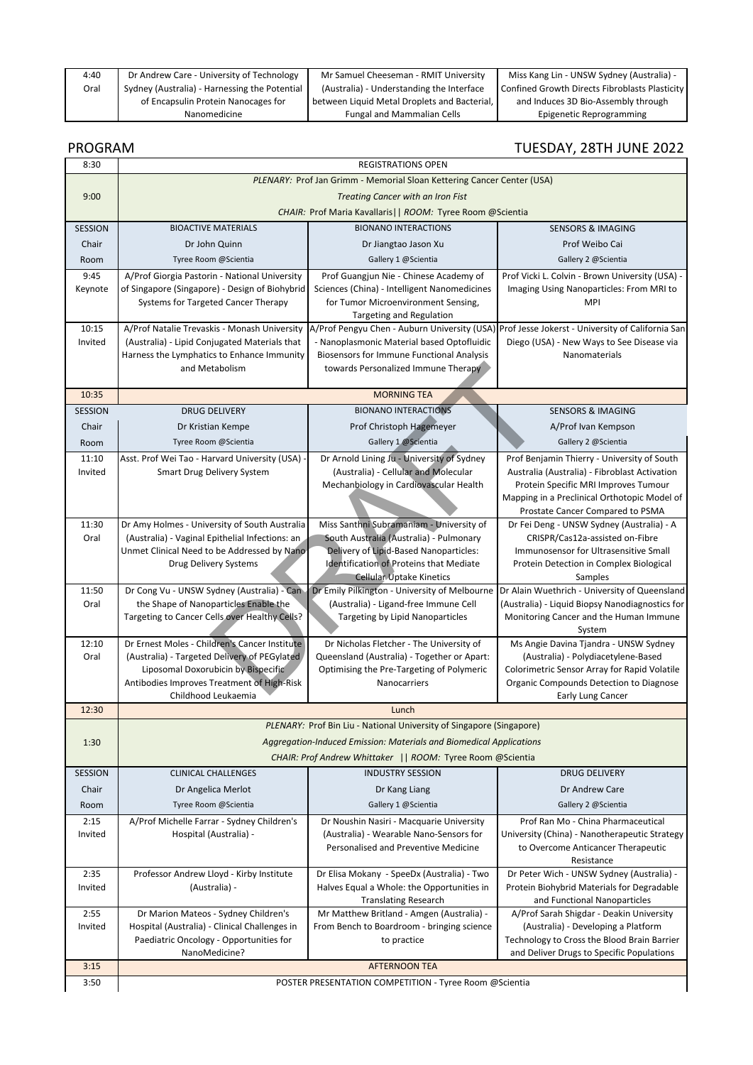| 4:40 Oral | Dr Andrew Care - University of Technology Sydney (Australia) - Harnessing the Potential of Encapsulin Protein Nanocages for Nanomedicine | Mr Samuel Cheeseman - RMIT University (Australia) - Understanding the Interface between Liquid Metal Droplets and Bacterial, Fungal and Mammalian Cells | Miss Kang Lin - UNSW Sydney (Australia) - Confined Growth Directs Fibroblasts Plasticity and Induces 3D Bio-Assembly through Epigenetic Reprogramming |
|---|---|---|---|

## PROGRAM — TUESDAY, 28TH JUNE 2022

| | | | |
|---|---|---|---|
| 8:30 | REGISTRATIONS OPEN | | |
| 9:00 | *PLENARY: Prof Jan Grimm - Memorial Sloan Kettering Cancer Center (USA)* *Treating Cancer with an Iron Fist* *CHAIR: Prof Maria Kavallaris\|\| ROOM: Tyree Room @Scientia* | | |
| SESSION | BIOACTIVE MATERIALS | BIONANO INTERACTIONS | SENSORS & IMAGING |
| Chair | Dr John Quinn | Dr Jiangtao Jason Xu | Prof Weibo Cai |
| Room | Tyree Room @Scientia | Gallery 1 @Scientia | Gallery 2 @Scientia |
| 9:45 Keynote | A/Prof Giorgia Pastorin - National University of Singapore (Singapore) - Design of Biohybrid Systems for Targeted Cancer Therapy | Prof Guangjun Nie - Chinese Academy of Sciences (China) - Intelligent Nanomedicines for Tumor Microenvironment Sensing, Targeting and Regulation | Prof Vicki L. Colvin - Brown University (USA) - Imaging Using Nanoparticles: From MRI to MPI |
| 10:15 Invited | A/Prof Natalie Trevaskis - Monash University (Australia) - Lipid Conjugated Materials that Harness the Lymphatics to Enhance Immunity and Metabolism | A/Prof Pengyu Chen - Auburn University (USA) - Nanoplasmonic Material based Optofluidic Biosensors for Immune Functional Analysis towards Personalized Immune Therapy | Prof Jesse Jokerst - University of California San Diego (USA) - New Ways to See Disease via Nanomaterials |
| 10:35 | MORNING TEA | | |
| SESSION | DRUG DELIVERY | BIONANO INTERACTIONS | SENSORS & IMAGING |
| Chair | Dr Kristian Kempe | Prof Christoph Hagemeyer | A/Prof Ivan Kempson |
| Room | Tyree Room @Scientia | Gallery 1 @Scientia | Gallery 2 @Scientia |
| 11:10 Invited | Asst. Prof Wei Tao - Harvard University (USA) - Smart Drug Delivery System | Dr Arnold Lining Ju - University of Sydney (Australia) - Cellular and Molecular Mechanobiology in Cardiovascular Health | Prof Benjamin Thierry - University of South Australia (Australia) - Fibroblast Activation Protein Specific MRI Improves Tumour Mapping in a Preclinical Orthotopic Model of Prostate Cancer Compared to PSMA |
| 11:30 Oral | Dr Amy Holmes - University of South Australia (Australia) - Vaginal Epithelial Infections: an Unmet Clinical Need to be Addressed by Nano Drug Delivery Systems | Miss Santhni Subramaniam - University of South Australia (Australia) - Pulmonary Delivery of Lipid-Based Nanoparticles: Identification of Proteins that Mediate Cellular Uptake Kinetics | Dr Fei Deng - UNSW Sydney (Australia) - A CRISPR/Cas12a-assisted on-Fibre Immunosensor for Ultrasensitive Small Protein Detection in Complex Biological Samples |
| 11:50 Oral | Dr Cong Vu - UNSW Sydney (Australia) - Can the Shape of Nanoparticles Enable the Targeting to Cancer Cells over Healthy Cells? | Dr Emily Pilkington - University of Melbourne (Australia) - Ligand-free Immune Cell Targeting by Lipid Nanoparticles | Dr Alain Wuethrich - University of Queensland (Australia) - Liquid Biopsy Nanodiagnostics for Monitoring Cancer and the Human Immune System |
| 12:10 Oral | Dr Ernest Moles - Children's Cancer Institute (Australia) - Targeted Delivery of PEGylated Liposomal Doxorubicin by Bispecific Antibodies Improves Treatment of High-Risk Childhood Leukaemia | Dr Nicholas Fletcher - The University of Queensland (Australia) - Together or Apart: Optimising the Pre-Targeting of Polymeric Nanocarriers | Ms Angie Davina Tjandra - UNSW Sydney (Australia) - Polydiacetylene-Based Colorimetric Sensor Array for Rapid Volatile Organic Compounds Detection to Diagnose Early Lung Cancer |
| 12:30 | Lunch | | |
| 1:30 | *PLENARY: Prof Bin Liu - National University of Singapore (Singapore)* *Aggregation-Induced Emission: Materials and Biomedical Applications* *CHAIR: Prof Andrew Whittaker \|\| ROOM: Tyree Room @Scientia* | | |
| SESSION | CLINICAL CHALLENGES | INDUSTRY SESSION | DRUG DELIVERY |
| Chair | Dr Angelica Merlot | Dr Kang Liang | Dr Andrew Care |
| Room | Tyree Room @Scientia | Gallery 1 @Scientia | Gallery 2 @Scientia |
| 2:15 Invited | A/Prof Michelle Farrar - Sydney Children's Hospital (Australia) - | Dr Noushin Nasiri - Macquarie University (Australia) - Wearable Nano-Sensors for Personalised and Preventive Medicine | Prof Ran Mo - China Pharmaceutical University (China) - Nanotherapeutic Strategy to Overcome Anticancer Therapeutic Resistance |
| 2:35 Invited | Professor Andrew Lloyd - Kirby Institute (Australia) - | Dr Elisa Mokany - SpeeDx (Australia) - Two Halves Equal a Whole: the Opportunities in Translating Research | Dr Peter Wich - UNSW Sydney (Australia) - Protein Biohybrid Materials for Degradable and Functional Nanoparticles |
| 2:55 Invited | Dr Marion Mateos - Sydney Children's Hospital (Australia) - Clinical Challenges in Paediatric Oncology - Opportunities for NanoMedicine? | Mr Matthew Britland - Amgen (Australia) - From Bench to Boardroom - bringing science to practice | A/Prof Sarah Shigdar - Deakin University (Australia) - Developing a Platform Technology to Cross the Blood Brain Barrier and Deliver Drugs to Specific Populations |
| 3:15 | AFTERNOON TEA | | |
| 3:50 | POSTER PRESENTATION COMPETITION - Tyree Room @Scientia | | |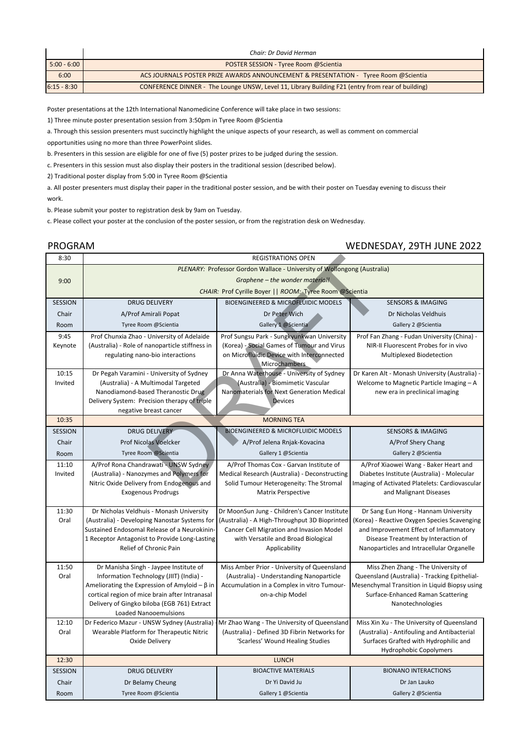| | Chair: Dr David Herman |
|---|---|
| 5:00 - 6:00 | POSTER SESSION - Tyree Room @Scientia |
| 6:00 | ACS JOURNALS POSTER PRIZE AWARDS ANNOUNCEMENT & PRESENTATION - Tyree Room @Scientia |
| 6:15 - 8:30 | CONFERENCE DINNER - The Lounge UNSW, Level 11, Library Building F21 (entry from rear of building) |

Poster presentations at the 12th International Nanomedicine Conference will take place in two sessions:

1) Three minute poster presentation session from 3:50pm in Tyree Room @Scientia

a. Through this session presenters must succinctly highlight the unique aspects of your research, as well as comment on commercial opportunities using no more than three PowerPoint slides.

b. Presenters in this session are eligible for one of five (5) poster prizes to be judged during the session.

c. Presenters in this session must also display their posters in the traditional session (described below).

2) Traditional poster display from 5:00 in Tyree Room @Scientia

a. All poster presenters must display their paper in the traditional poster session, and be with their poster on Tuesday evening to discuss their work.

b. Please submit your poster to registration desk by 9am on Tuesday.

c. Please collect your poster at the conclusion of the poster session, or from the registration desk on Wednesday.

## PROGRAM — WEDNESDAY, 29TH JUNE 2022

| | | | |
|---|---|---|---|
| 8:30 | REGISTRATIONS OPEN | | |
| 9:00 | *PLENARY: Professor Gordon Wallace - University of Wollongong (Australia)* *Graphene – the wonder material!* *CHAIR: Prof Cyrille Boyer \|\| ROOM: Tyree Room @Scientia* | | |
| SESSION | DRUG DELIVERY | BIOENGINEERED & MICROFLUIDIC MODELS | SENSORS & IMAGING |
| Chair | A/Prof Amirali Popat | Dr Peter Wich | Dr Nicholas Veldhuis |
| Room | Tyree Room @Scientia | Gallery 1 @Scientia | Gallery 2 @Scientia |
| 9:45 Keynote | Prof Chunxia Zhao - University of Adelaide (Australia) - Role of nanoparticle stiffness in regulating nano-bio interactions | Prof Sungsu Park - Sungkyunkwan University (Korea) - Social Games of Tumour and Virus on Microfluidic Device with Interconnected Microchambers | Prof Fan Zhang - Fudan University (China) - NIR-II Fluorescent Probes for in vivo Multiplexed Biodetection |
| 10:15 Invited | Dr Pegah Varamini - University of Sydney (Australia) - A Multimodal Targeted Nanodiamond-based Theranostic Drug Delivery System: Precision therapy of triple negative breast cancer | Dr Anna Waterhouse - University of Sydney (Australia) - Biomimetic Vascular Nanomaterials for Next Generation Medical Devices | Dr Karen Alt - Monash University (Australia) - Welcome to Magnetic Particle Imaging – A new era in preclinical imaging |
| 10:35 | MORNING TEA | | |
| SESSION | DRUG DELIVERY | BIOENGINEERED & MICROFLUIDIC MODELS | SENSORS & IMAGING |
| Chair | Prof Nicolas Voelcker | A/Prof Jelena Rnjak-Kovacina | A/Prof Shery Chang |
| Room | Tyree Room @Scientia | Gallery 1 @Scientia | Gallery 2 @Scientia |
| 11:10 Invited | A/Prof Rona Chandrawati - UNSW Sydney (Australia) - Nanozymes and Polymers for Nitric Oxide Delivery from Endogenous and Exogenous Prodrugs | A/Prof Thomas Cox - Garvan Institute of Medical Research (Australia) - Deconstructing Solid Tumour Heterogeneity: The Stromal Matrix Perspective | A/Prof Xiaowei Wang - Baker Heart and Diabetes Institute (Australia) - Molecular Imaging of Activated Platelets: Cardiovascular and Malignant Diseases |
| 11:30 Oral | Dr Nicholas Veldhuis - Monash University (Australia) - Developing Nanostar Systems for Sustained Endosomal Release of a Neurokinin-1 Receptor Antagonist to Provide Long-Lasting Relief of Chronic Pain | Dr MoonSun Jung - Children's Cancer Institute (Australia) - A High-Throughput 3D Bioprinted Cancer Cell Migration and Invasion Model with Versatile and Broad Biological Applicability | Dr Sang Eun Hong - Hannam University (Korea) - Reactive Oxygen Species Scavenging and Improvement Effect of Inflammatory Disease Treatment by Interaction of Nanoparticles and Intracellular Organelle |
| 11:50 Oral | Dr Manisha Singh - Jaypee Institute of Information Technology (JIIT) (India) - Ameliorating the Expression of Amyloid – β in cortical region of mice brain after Intranasal Delivery of Gingko biloba (EGB 761) Extract Loaded Nanooemulsions | Miss Amber Prior - University of Queensland (Australia) - Understanding Nanoparticle Accumulation in a Complex in vitro Tumour-on-a-chip Model | Miss Zhen Zhang - The University of Queensland (Australia) - Tracking Epithelial-Mesenchymal Transition in Liquid Biopsy using Surface-Enhanced Raman Scattering Nanotechnologies |
| 12:10 Oral | Dr Federico Mazur - UNSW Sydney (Australia) - Wearable Platform for Therapeutic Nitric Oxide Delivery | Mr Zhao Wang - The University of Queensland (Australia) - Defined 3D Fibrin Networks for 'Scarless' Wound Healing Studies | Miss Xin Xu - The University of Queensland (Australia) - Antifouling and Antibacterial Surfaces Grafted with Hydrophilic and Hydrophobic Copolymers |
| 12:30 | LUNCH | | |
| SESSION | DRUG DELIVERY | BIOACTIVE MATERIALS | BIONANO INTERACTIONS |
| Chair | Dr Belamy Cheung | Dr Yi David Ju | Dr Jan Lauko |
| Room | Tyree Room @Scientia | Gallery 1 @Scientia | Gallery 2 @Scientia |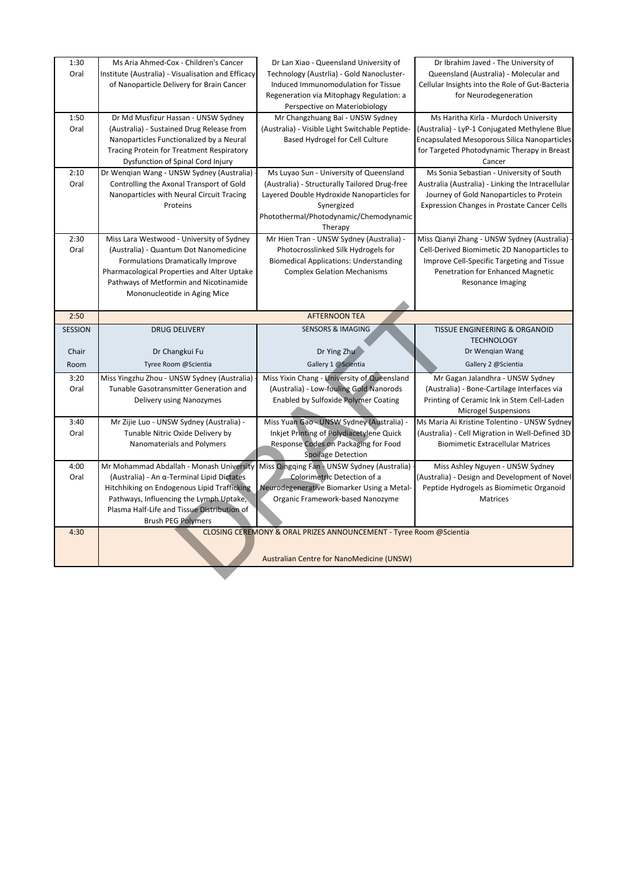| | | | |
|---|---|---|---|
| 1:30 Oral | Ms Aria Ahmed-Cox - Children's Cancer Institute (Australia) - Visualisation and Efficacy of Nanoparticle Delivery for Brain Cancer | Dr Lan Xiao - Queensland University of Technology (Austrlia) - Gold Nanocluster-Induced Immunomodulation for Tissue Regeneration via Mitophagy Regulation: a Perspective on Materiobiology | Dr Ibrahim Javed - The University of Queensland (Australia) - Molecular and Cellular Insights into the Role of Gut-Bacteria for Neurodegeneration |
| 1:50 Oral | Dr Md Musfizur Hassan - UNSW Sydney (Australia) - Sustained Drug Release from Nanoparticles Functionalized by a Neural Tracing Protein for Treatment Respiratory Dysfunction of Spinal Cord Injury | Mr Changzhuang Bai - UNSW Sydney (Australia) - Visible Light Switchable Peptide-Based Hydrogel for Cell Culture | Ms Haritha Kirla - Murdoch University (Australia) - LyP-1 Conjugated Methylene Blue Encapsulated Mesoporous Silica Nanoparticles for Targeted Photodynamic Therapy in Breast Cancer |
| 2:10 Oral | Dr Wenqian Wang - UNSW Sydney (Australia) - Controlling the Axonal Transport of Gold Nanoparticles with Neural Circuit Tracing Proteins | Ms Luyao Sun - University of Queensland (Australia) - Structurally Tailored Drug-free Layered Double Hydroxide Nanoparticles for Synergized Photothermal/Photodynamic/Chemodynamic Therapy | Ms Sonia Sebastian - University of South Australia (Australia) - Linking the Intracellular Journey of Gold Nanoparticles to Protein Expression Changes in Prostate Cancer Cells |
| 2:30 Oral | Miss Lara Westwood - University of Sydney (Australia) - Quantum Dot Nanomedicine Formulations Dramatically Improve Pharmacological Properties and Alter Uptake Pathways of Metformin and Nicotinamide Mononucleotide in Aging Mice | Mr Hien Tran - UNSW Sydney (Australia) - Photocrosslinked Silk Hydrogels for Biomedical Applications: Understanding Complex Gelation Mechanisms | Miss Qianyi Zhang - UNSW Sydney (Australia) - Cell-Derived Biomimetic 2D Nanoparticles to Improve Cell-Specific Targeting and Tissue Penetration for Enhanced Magnetic Resonance Imaging |
| 2:50 | AFTERNOON TEA | | |
| SESSION | DRUG DELIVERY | SENSORS & IMAGING | TISSUE ENGINEERING & ORGANOID TECHNOLOGY |
| Chair | Dr Changkui Fu | Dr Ying Zhu | Dr Wenqian Wang |
| Room | Tyree Room @Scientia | Gallery 1 @Scientia | Gallery 2 @Scientia |
| 3:20 Oral | Miss Yingzhu Zhou - UNSW Sydney (Australia) - Tunable Gasotransmitter Generation and Delivery using Nanozymes | Miss Yixin Chang - University of Queensland (Australia) - Low-fouling Gold Nanorods Enabled by Sulfoxide Polymer Coating | Mr Gagan Jalandhra - UNSW Sydney (Australia) - Bone-Cartilage Interfaces via Printing of Ceramic Ink in Stem Cell-Laden Microgel Suspensions |
| 3:40 Oral | Mr Zijie Luo - UNSW Sydney (Australia) - Tunable Nitric Oxide Delivery by Nanomaterials and Polymers | Miss Yuan Gao - UNSW Sydney (Australia) - Inkjet Printing of Polydiacetylene Quick Response Codes on Packaging for Food Spoilage Detection | Ms Maria Ai Kristine Tolentino - UNSW Sydney (Australia) - Cell Migration in Well-Defined 3D Biomimetic Extracellular Matrices |
| 4:00 Oral | Mr Mohammad Abdallah - Monash University (Australia) - An α-Terminal Lipid Dictates Hitchhiking on Endogenous Lipid Trafficking Pathways, Influencing the Lymph Uptake, Plasma Half-Life and Tissue Distribution of Brush PEG Polymers | Miss Qingqing Fan - UNSW Sydney (Australia) - Colorimetric Detection of a Neurodegenerative Biomarker Using a Metal-Organic Framework-based Nanozyme | Miss Ashley Nguyen - UNSW Sydney (Australia) - Design and Development of Novel Peptide Hydrogels as Biomimetic Organoid Matrices |
| 4:30 | CLOSING CEREMONY & ORAL PRIZES ANNOUNCEMENT - Tyree Room @Scientia<br><br>Australian Centre for NanoMedicine (UNSW) | | |

DRAFT